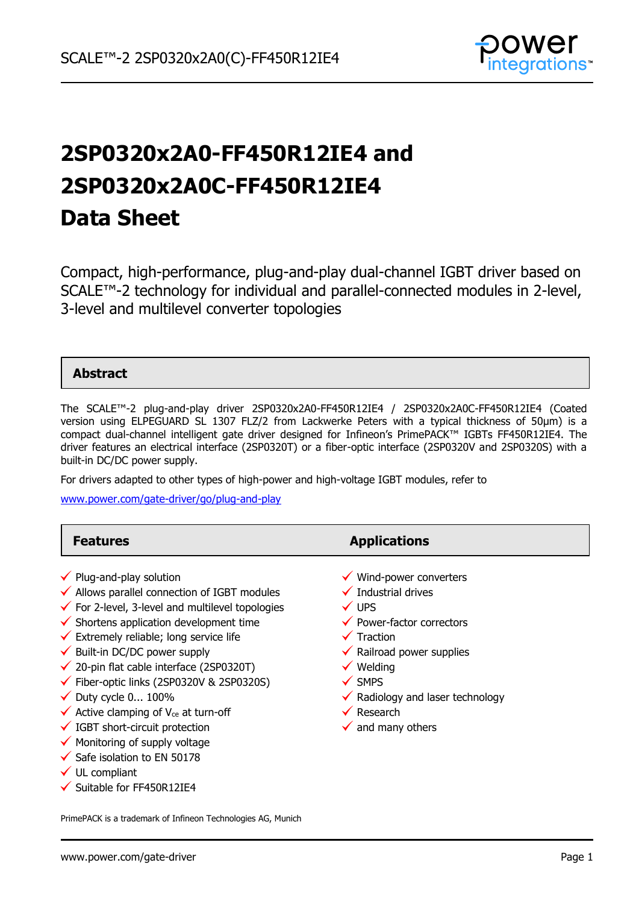# 2SP0320x2A0-FF450R12IE4 and 2SP0320x2A0C-FF450R12IE4 Data Sheet

Compact, high-performance, plug-and-play dual-channel IGBT driver based on SCALE™-2 technology for individual and parallel-connected modules in 2-level, 3-level and multilevel converter topologies

## Abstract

The SCALE™-2 plug-and-play driver 2SP0320x2A0-FF450R12IE4 / 2SP0320x2A0C-FF450R12IE4 (Coated version using ELPEGUARD SL 1307 FLZ/2 from Lackwerke Peters with a typical thickness of 50µm) is a compact dual-channel intelligent gate driver designed for Infineon's PrimePACK™ IGBTs FF450R12IE4. The driver features an electrical interface (2SP0320T) or a fiber-optic interface (2SP0320V and 2SP0320S) with a built-in DC/DC power supply.

For drivers adapted to other types of high-power and high-voltage IGBT modules, refer to

www.power.com/gate-driver/go/plug-and-play

## Features

- ✓ Plug-and-play solution
- ✓ Allows parallel connection of IGBT modules
- ✓ For 2-level, 3-level and multilevel topologies
- ✓ Shortens application development time
- ✓ Extremely reliable; long service life
- ✓ Built-in DC/DC power supply
- ✓ 20-pin flat cable interface (2SP0320T)
- ✓ Fiber-optic links (2SP0320V & 2SP0320S)
- ✓ Duty cycle 0... 100%
- ✓ Active clamping of $V_{ce}$ at turn-off
- ✓ IGBT short-circuit protection
- ✓ Monitoring of supply voltage
- ✓ Safe isolation to EN 50178
- ✓ UL compliant
- ✓ Suitable for FF450R12IE4

## Applications

- ✓ Wind-power converters
- ✓ Industrial drives
- ✓ UPS
- ✓ Power-factor correctors
- ✓ Traction
- ✓ Railroad power supplies
- ✓ Welding
- ✓ SMPS
- ✓ Radiology and laser technology
- ✓ Research
- ✓ and many others

PrimePACK is a trademark of Infineon Technologies AG, Munich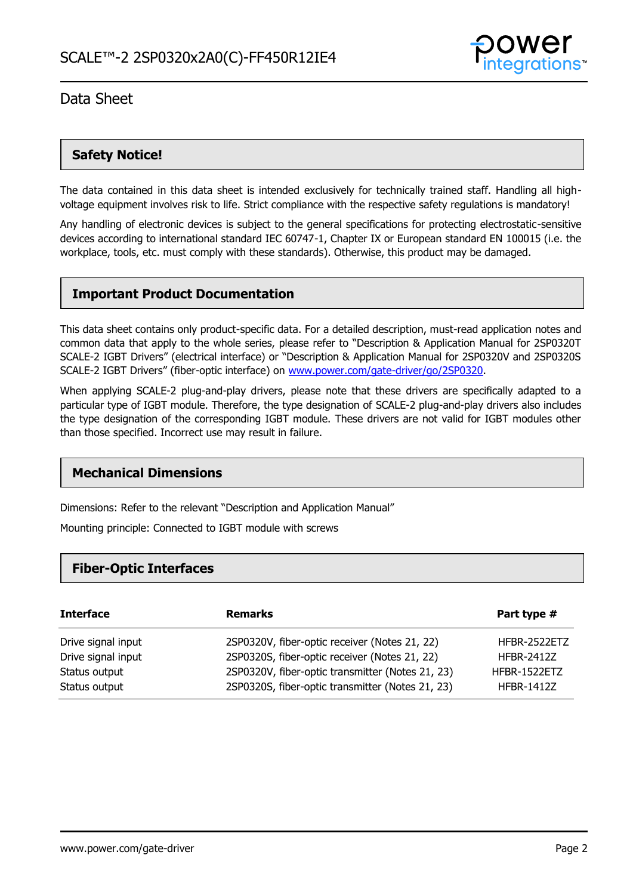## Safety Notice!

The data contained in this data sheet is intended exclusively for technically trained staff. Handling all high-voltage equipment involves risk to life. Strict compliance with the respective safety regulations is mandatory!

Any handling of electronic devices is subject to the general specifications for protecting electrostatic-sensitive devices according to international standard IEC 60747-1, Chapter IX or European standard EN 100015 (i.e. the workplace, tools, etc. must comply with these standards). Otherwise, this product may be damaged.

## Important Product Documentation

This data sheet contains only product-specific data. For a detailed description, must-read application notes and common data that apply to the whole series, please refer to "Description & Application Manual for 2SP0320T SCALE-2 IGBT Drivers" (electrical interface) or "Description & Application Manual for 2SP0320V and 2SP0320S SCALE-2 IGBT Drivers" (fiber-optic interface) on [www.power.com/gate-driver/go/2SP0320](www.power.com/gate-driver/go/2SP0320).

When applying SCALE-2 plug-and-play drivers, please note that these drivers are specifically adapted to a particular type of IGBT module. Therefore, the type designation of SCALE-2 plug-and-play drivers also includes the type designation of the corresponding IGBT module. These drivers are not valid for IGBT modules other than those specified. Incorrect use may result in failure.

## Mechanical Dimensions

Dimensions: Refer to the relevant "Description and Application Manual"

Mounting principle: Connected to IGBT module with screws

## Fiber-Optic Interfaces

| Interface | Remarks | Part type # |
|---|---|---|
| Drive signal input | 2SP0320V, fiber-optic receiver (Notes 21, 22) | HFBR-2522ETZ |
| Drive signal input | 2SP0320S, fiber-optic receiver (Notes 21, 22) | HFBR-2412Z |
| Status output | 2SP0320V, fiber-optic transmitter (Notes 21, 23) | HFBR-1522ETZ |
| Status output | 2SP0320S, fiber-optic transmitter (Notes 21, 23) | HFBR-1412Z |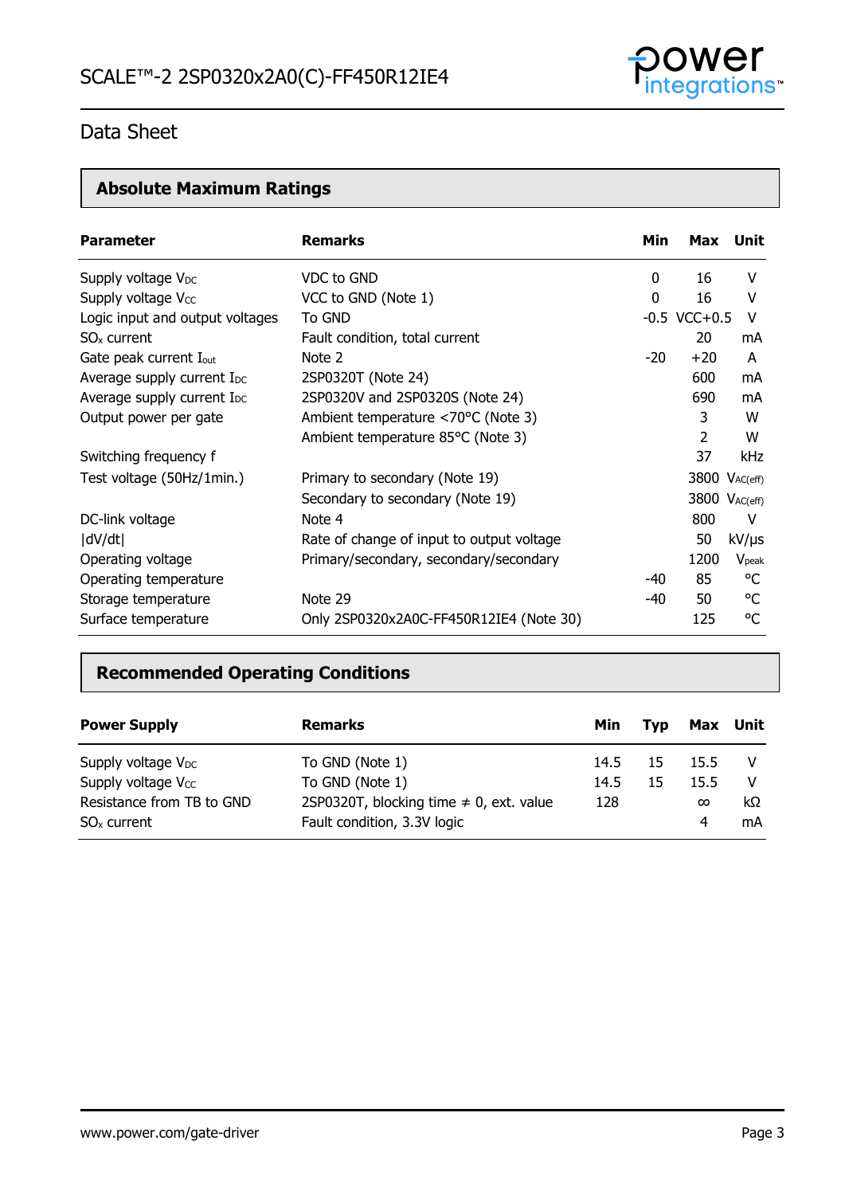SCALE™-2 2SP0320x2A0(C)-FF450R12IE4

Data Sheet

## Absolute Maximum Ratings

| Parameter | Remarks | Min | Max | Unit |
|---|---|---|---|---|
| Supply voltage $V_{DC}$ | VDC to GND | 0 | 16 | V |
| Supply voltage $V_{CC}$ | VCC to GND (Note 1) | 0 | 16 | V |
| Logic input and output voltages | To GND | -0.5 | VCC+0.5 | V |
| $SO_x$ current | Fault condition, total current | | 20 | mA |
| Gate peak current $I_{out}$ | Note 2 | -20 | +20 | A |
| Average supply current $I_{DC}$ | 2SP0320T (Note 24) | | 600 | mA |
| Average supply current $I_{DC}$ | 2SP0320V and 2SP0320S (Note 24) | | 690 | mA |
| Output power per gate | Ambient temperature <70°C (Note 3) | | 3 | W |
| | Ambient temperature 85°C (Note 3) | | 2 | W |
| Switching frequency f | | | 37 | kHz |
| Test voltage (50Hz/1min.) | Primary to secondary (Note 19) | | 3800 | $V_{AC(eff)}$ |
| | Secondary to secondary (Note 19) | | 3800 | $V_{AC(eff)}$ |
| DC-link voltage | Note 4 | | 800 | V |
| \|dV/dt\| | Rate of change of input to output voltage | | 50 | kV/μs |
| Operating voltage | Primary/secondary, secondary/secondary | | 1200 | $V_{peak}$ |
| Operating temperature | | -40 | 85 | °C |
| Storage temperature | Note 29 | -40 | 50 | °C |
| Surface temperature | Only 2SP0320x2A0C-FF450R12IE4 (Note 30) | | 125 | °C |

## Recommended Operating Conditions

| Power Supply | Remarks | Min | Typ | Max | Unit |
|---|---|---|---|---|---|
| Supply voltage $V_{DC}$ | To GND (Note 1) | 14.5 | 15 | 15.5 | V |
| Supply voltage $V_{CC}$ | To GND (Note 1) | 14.5 | 15 | 15.5 | V |
| Resistance from TB to GND | 2SP0320T, blocking time ≠ 0, ext. value | 128 | | ∞ | kΩ |
| $SO_x$ current | Fault condition, 3.3V logic | | | 4 | mA |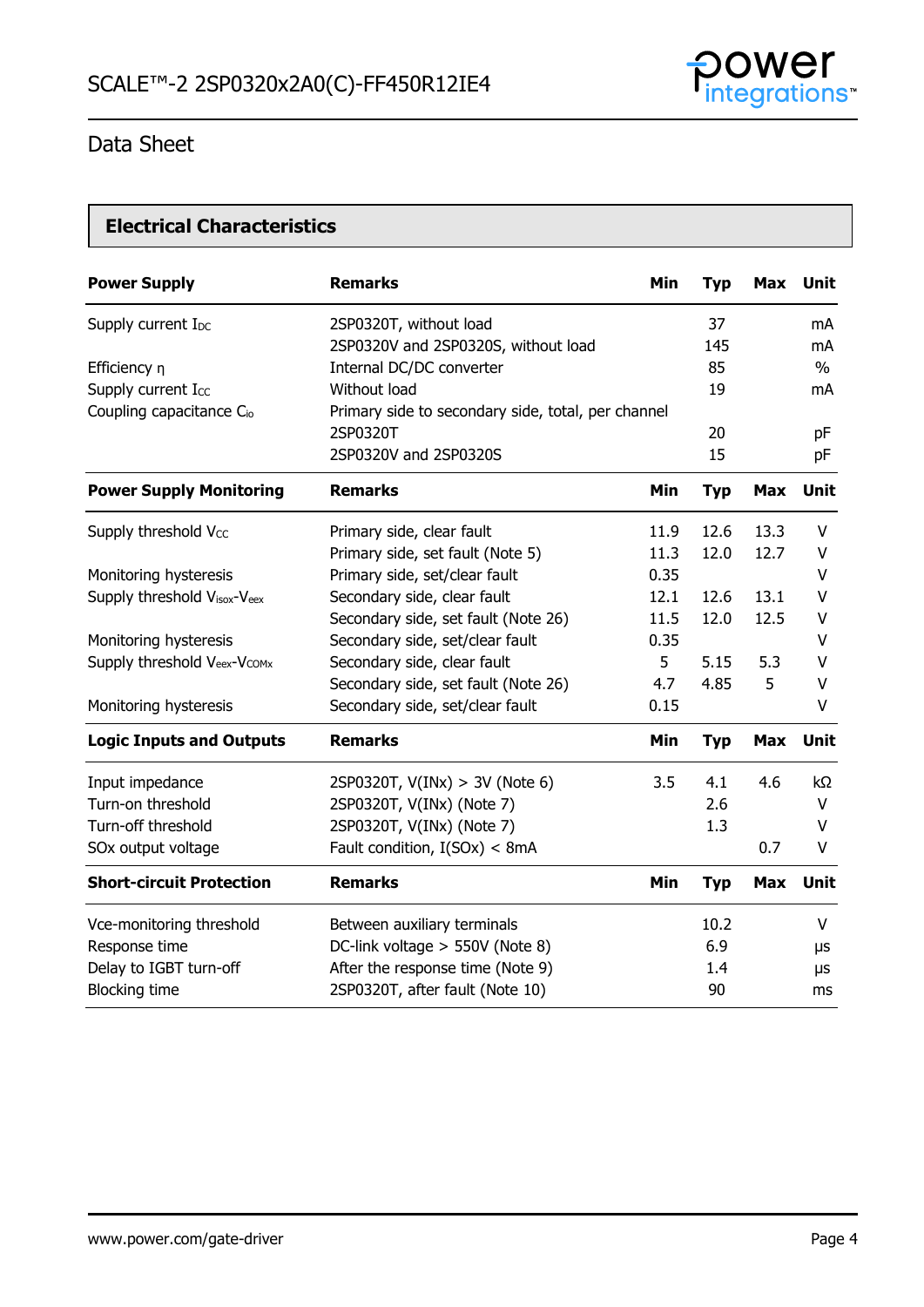## Data Sheet

## Electrical Characteristics

| Power Supply | Remarks | Min | Typ | Max | Unit |
|---|---|---|---|---|---|
| Supply current $I_{DC}$ | 2SP0320T, without load | | 37 | | mA |
| | 2SP0320V and 2SP0320S, without load | | 145 | | mA |
| Efficiency η | Internal DC/DC converter | | 85 | | % |
| Supply current $I_{CC}$ | Without load | | 19 | | mA |
| Coupling capacitance $C_{io}$ | Primary side to secondary side, total, per channel | | | | |
| | 2SP0320T | | 20 | | pF |
| | 2SP0320V and 2SP0320S | | 15 | | pF |

| Power Supply Monitoring | Remarks | Min | Typ | Max | Unit |
|---|---|---|---|---|---|
| Supply threshold $V_{CC}$ | Primary side, clear fault | 11.9 | 12.6 | 13.3 | V |
| | Primary side, set fault (Note 5) | 11.3 | 12.0 | 12.7 | V |
| Monitoring hysteresis | Primary side, set/clear fault | 0.35 | | | V |
| Supply threshold $V_{isox}$-$V_{eex}$ | Secondary side, clear fault | 12.1 | 12.6 | 13.1 | V |
| | Secondary side, set fault (Note 26) | 11.5 | 12.0 | 12.5 | V |
| Monitoring hysteresis | Secondary side, set/clear fault | 0.35 | | | V |
| Supply threshold $V_{eex}$-$V_{COMx}$ | Secondary side, clear fault | 5 | 5.15 | 5.3 | V |
| | Secondary side, set fault (Note 26) | 4.7 | 4.85 | 5 | V |
| Monitoring hysteresis | Secondary side, set/clear fault | 0.15 | | | V |

| Logic Inputs and Outputs | Remarks | Min | Typ | Max | Unit |
|---|---|---|---|---|---|
| Input impedance | 2SP0320T, V(INx) > 3V (Note 6) | 3.5 | 4.1 | 4.6 | kΩ |
| Turn-on threshold | 2SP0320T, V(INx) (Note 7) | | 2.6 | | V |
| Turn-off threshold | 2SP0320T, V(INx) (Note 7) | | 1.3 | | V |
| SOx output voltage | Fault condition, I(SOx) < 8mA | | | 0.7 | V |

| Short-circuit Protection | Remarks | Min | Typ | Max | Unit |
|---|---|---|---|---|---|
| Vce-monitoring threshold | Between auxiliary terminals | | 10.2 | | V |
| Response time | DC-link voltage > 550V (Note 8) | | 6.9 | | µs |
| Delay to IGBT turn-off | After the response time (Note 9) | | 1.4 | | µs |
| Blocking time | 2SP0320T, after fault (Note 10) | | 90 | | ms |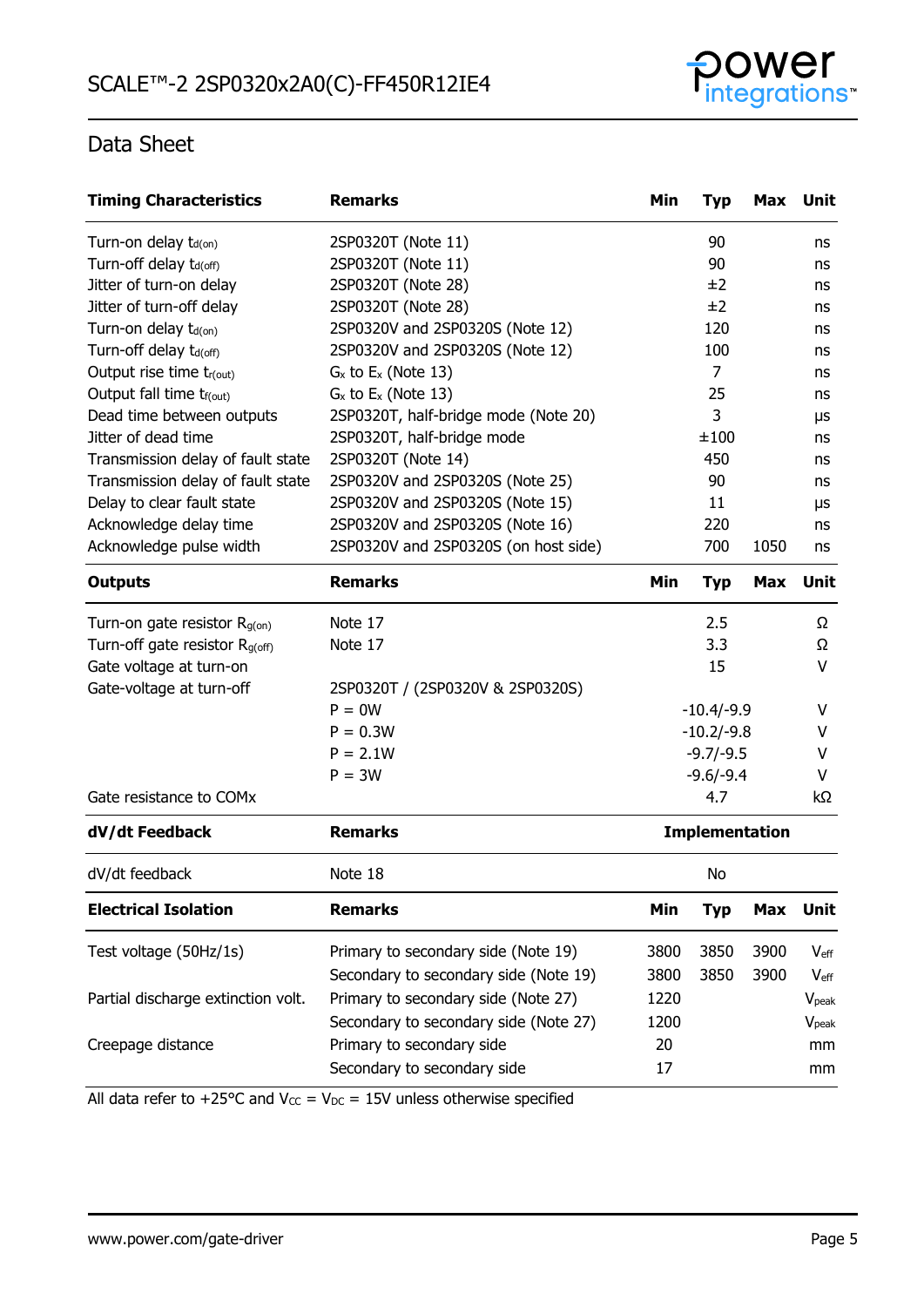## Data Sheet

| Timing Characteristics | Remarks | Min | Typ | Max | Unit |
|---|---|---|---|---|---|
| Turn-on delay $t_{d(on)}$ | 2SP0320T (Note 11) | | 90 | | ns |
| Turn-off delay $t_{d(off)}$ | 2SP0320T (Note 11) | | 90 | | ns |
| Jitter of turn-on delay | 2SP0320T (Note 28) | | ±2 | | ns |
| Jitter of turn-off delay | 2SP0320T (Note 28) | | ±2 | | ns |
| Turn-on delay $t_{d(on)}$ | 2SP0320V and 2SP0320S (Note 12) | | 120 | | ns |
| Turn-off delay $t_{d(off)}$ | 2SP0320V and 2SP0320S (Note 12) | | 100 | | ns |
| Output rise time $t_{r(out)}$ | $G_x$ to $E_x$ (Note 13) | | 7 | | ns |
| Output fall time $t_{f(out)}$ | $G_x$ to $E_x$ (Note 13) | | 25 | | ns |
| Dead time between outputs | 2SP0320T, half-bridge mode (Note 20) | | 3 | | µs |
| Jitter of dead time | 2SP0320T, half-bridge mode | | ±100 | | ns |
| Transmission delay of fault state | 2SP0320T (Note 14) | | 450 | | ns |
| Transmission delay of fault state | 2SP0320V and 2SP0320S (Note 25) | | 90 | | ns |
| Delay to clear fault state | 2SP0320V and 2SP0320S (Note 15) | | 11 | | µs |
| Acknowledge delay time | 2SP0320V and 2SP0320S (Note 16) | | 220 | | ns |
| Acknowledge pulse width | 2SP0320V and 2SP0320S (on host side) | | 700 | 1050 | ns |

| Outputs | Remarks | Min | Typ | Max | Unit |
|---|---|---|---|---|---|
| Turn-on gate resistor $R_{g(on)}$ | Note 17 | | 2.5 | | Ω |
| Turn-off gate resistor $R_{g(off)}$ | Note 17 | | 3.3 | | Ω |
| Gate voltage at turn-on | | | 15 | | V |
| Gate-voltage at turn-off | 2SP0320T / (2SP0320V & 2SP0320S) | | | | |
| | P = 0W | | -10.4/-9.9 | | V |
| | P = 0.3W | | -10.2/-9.8 | | V |
| | P = 2.1W | | -9.7/-9.5 | | V |
| | P = 3W | | -9.6/-9.4 | | V |
| Gate resistance to COMx | | | 4.7 | | kΩ |

| dV/dt Feedback | Remarks | Implementation |
|---|---|---|
| dV/dt feedback | Note 18 | No |

| Electrical Isolation | Remarks | Min | Typ | Max | Unit |
|---|---|---|---|---|---|
| Test voltage (50Hz/1s) | Primary to secondary side (Note 19) | 3800 | 3850 | 3900 | $V_{eff}$ |
| | Secondary to secondary side (Note 19) | 3800 | 3850 | 3900 | $V_{eff}$ |
| Partial discharge extinction volt. | Primary to secondary side (Note 27) | 1220 | | | $V_{peak}$ |
| | Secondary to secondary side (Note 27) | 1200 | | | $V_{peak}$ |
| Creepage distance | Primary to secondary side | 20 | | | mm |
| | Secondary to secondary side | 17 | | | mm |

All data refer to +25°C and $V_{CC}$ = $V_{DC}$ = 15V unless otherwise specified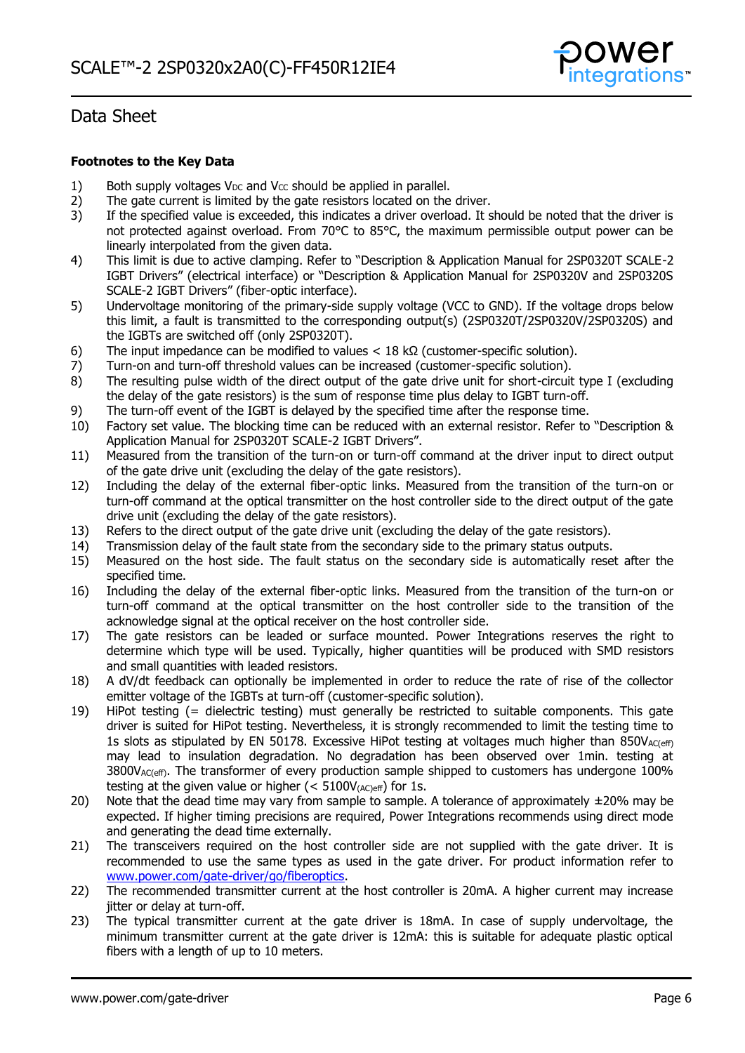# Data Sheet

**Footnotes to the Key Data**

1) Both supply voltages $V_{DC}$ and $V_{CC}$ should be applied in parallel.
2) The gate current is limited by the gate resistors located on the driver.
3) If the specified value is exceeded, this indicates a driver overload. It should be noted that the driver is not protected against overload. From 70°C to 85°C, the maximum permissible output power can be linearly interpolated from the given data.
4) This limit is due to active clamping. Refer to "Description & Application Manual for 2SP0320T SCALE-2 IGBT Drivers" (electrical interface) or "Description & Application Manual for 2SP0320V and 2SP0320S SCALE-2 IGBT Drivers" (fiber-optic interface).
5) Undervoltage monitoring of the primary-side supply voltage (VCC to GND). If the voltage drops below this limit, a fault is transmitted to the corresponding output(s) (2SP0320T/2SP0320V/2SP0320S) and the IGBTs are switched off (only 2SP0320T).
6) The input impedance can be modified to values < 18 kΩ (customer-specific solution).
7) Turn-on and turn-off threshold values can be increased (customer-specific solution).
8) The resulting pulse width of the direct output of the gate drive unit for short-circuit type I (excluding the delay of the gate resistors) is the sum of response time plus delay to IGBT turn-off.
9) The turn-off event of the IGBT is delayed by the specified time after the response time.
10) Factory set value. The blocking time can be reduced with an external resistor. Refer to "Description & Application Manual for 2SP0320T SCALE-2 IGBT Drivers".
11) Measured from the transition of the turn-on or turn-off command at the driver input to direct output of the gate drive unit (excluding the delay of the gate resistors).
12) Including the delay of the external fiber-optic links. Measured from the transition of the turn-on or turn-off command at the optical transmitter on the host controller side to the direct output of the gate drive unit (excluding the delay of the gate resistors).
13) Refers to the direct output of the gate drive unit (excluding the delay of the gate resistors).
14) Transmission delay of the fault state from the secondary side to the primary status outputs.
15) Measured on the host side. The fault status on the secondary side is automatically reset after the specified time.
16) Including the delay of the external fiber-optic links. Measured from the transition of the turn-on or turn-off command at the optical transmitter on the host controller side to the transition of the acknowledge signal at the optical receiver on the host controller side.
17) The gate resistors can be leaded or surface mounted. Power Integrations reserves the right to determine which type will be used. Typically, higher quantities will be produced with SMD resistors and small quantities with leaded resistors.
18) A dV/dt feedback can optionally be implemented in order to reduce the rate of rise of the collector emitter voltage of the IGBTs at turn-off (customer-specific solution).
19) HiPot testing (= dielectric testing) must generally be restricted to suitable components. This gate driver is suited for HiPot testing. Nevertheless, it is strongly recommended to limit the testing time to 1s slots as stipulated by EN 50178. Excessive HiPot testing at voltages much higher than $850V_{AC(eff)}$ may lead to insulation degradation. No degradation has been observed over 1min. testing at $3800V_{AC(eff)}$. The transformer of every production sample shipped to customers has undergone 100% testing at the given value or higher (< $5100V_{(AC)eff}$) for 1s.
20) Note that the dead time may vary from sample to sample. A tolerance of approximately ±20% may be expected. If higher timing precisions are required, Power Integrations recommends using direct mode and generating the dead time externally.
21) The transceivers required on the host controller side are not supplied with the gate driver. It is recommended to use the same types as used in the gate driver. For product information refer to www.power.com/gate-driver/go/fiberoptics.
22) The recommended transmitter current at the host controller is 20mA. A higher current may increase jitter or delay at turn-off.
23) The typical transmitter current at the gate driver is 18mA. In case of supply undervoltage, the minimum transmitter current at the gate driver is 12mA: this is suitable for adequate plastic optical fibers with a length of up to 10 meters.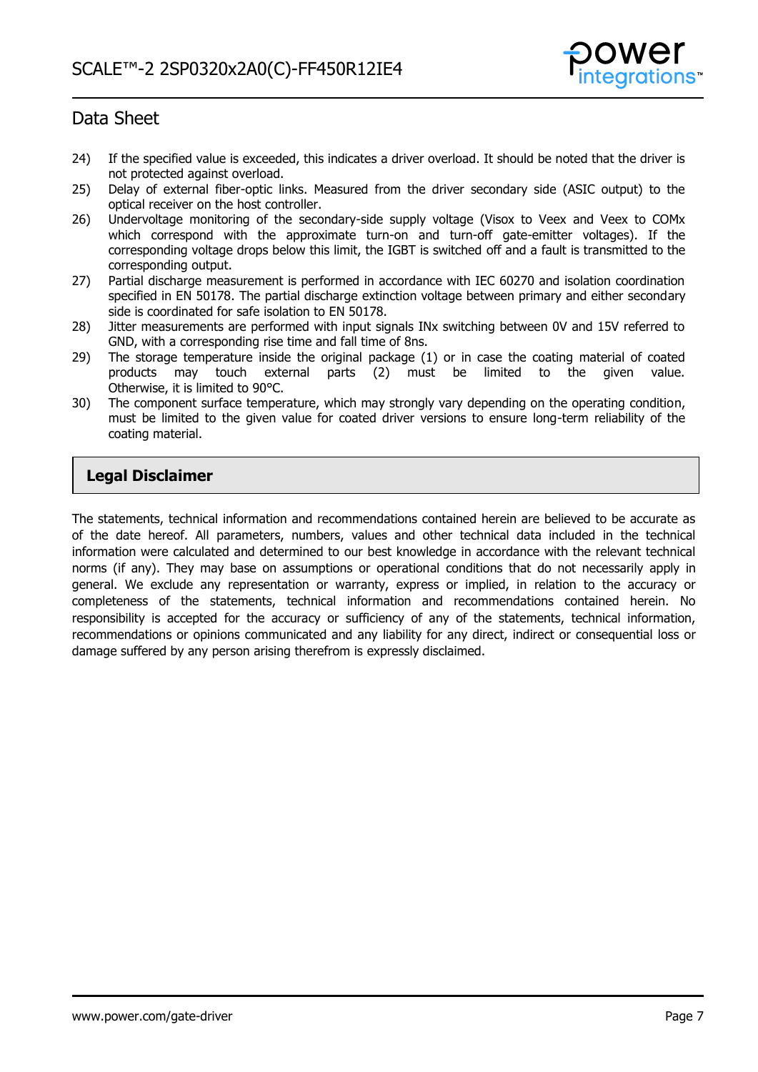24) If the specified value is exceeded, this indicates a driver overload. It should be noted that the driver is not protected against overload.
25) Delay of external fiber-optic links. Measured from the driver secondary side (ASIC output) to the optical receiver on the host controller.
26) Undervoltage monitoring of the secondary-side supply voltage (Visox to Veex and Veex to COMx which correspond with the approximate turn-on and turn-off gate-emitter voltages). If the corresponding voltage drops below this limit, the IGBT is switched off and a fault is transmitted to the corresponding output.
27) Partial discharge measurement is performed in accordance with IEC 60270 and isolation coordination specified in EN 50178. The partial discharge extinction voltage between primary and either secondary side is coordinated for safe isolation to EN 50178.
28) Jitter measurements are performed with input signals INx switching between 0V and 15V referred to GND, with a corresponding rise time and fall time of 8ns.
29) The storage temperature inside the original package (1) or in case the coating material of coated products may touch external parts (2) must be limited to the given value. Otherwise, it is limited to 90°C.
30) The component surface temperature, which may strongly vary depending on the operating condition, must be limited to the given value for coated driver versions to ensure long-term reliability of the coating material.

## Legal Disclaimer

The statements, technical information and recommendations contained herein are believed to be accurate as of the date hereof. All parameters, numbers, values and other technical data included in the technical information were calculated and determined to our best knowledge in accordance with the relevant technical norms (if any). They may base on assumptions or operational conditions that do not necessarily apply in general. We exclude any representation or warranty, express or implied, in relation to the accuracy or completeness of the statements, technical information and recommendations contained herein. No responsibility is accepted for the accuracy or sufficiency of any of the statements, technical information, recommendations or opinions communicated and any liability for any direct, indirect or consequential loss or damage suffered by any person arising therefrom is expressly disclaimed.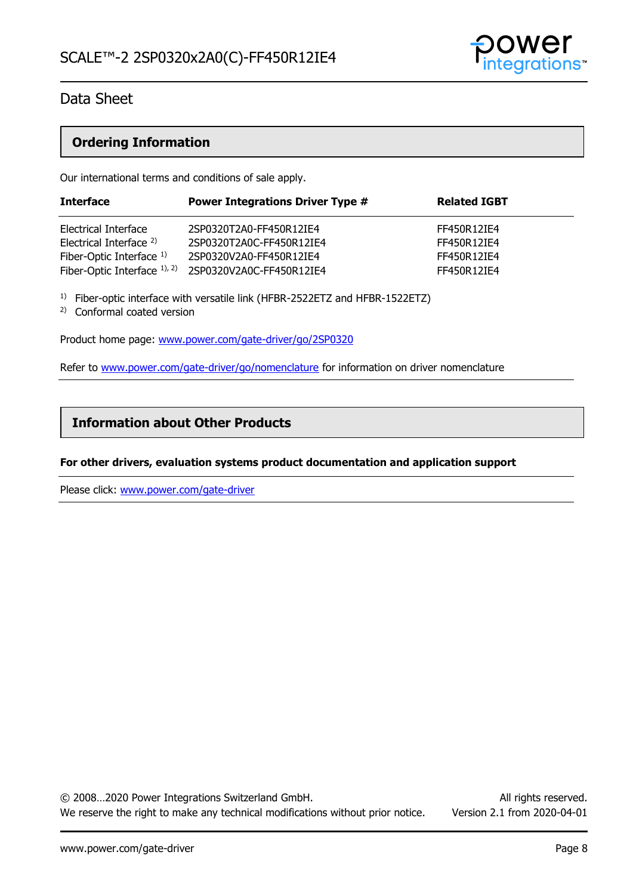## Ordering Information

Our international terms and conditions of sale apply.

| Interface | Power Integrations Driver Type # | Related IGBT |
|---|---|---|
| Electrical Interface | 2SP0320T2A0-FF450R12IE4 | FF450R12IE4 |
| Electrical Interface [2] | 2SP0320T2A0C-FF450R12IE4 | FF450R12IE4 |
| Fiber-Optic Interface [1] | 2SP0320V2A0-FF450R12IE4 | FF450R12IE4 |
| Fiber-Optic Interface [1], [2] | 2SP0320V2A0C-FF450R12IE4 | FF450R12IE4 |

[1] Fiber-optic interface with versatile link (HFBR-2522ETZ and HFBR-1522ETZ)
[2] Conformal coated version

Product home page: www.power.com/gate-driver/go/2SP0320

Refer to www.power.com/gate-driver/go/nomenclature for information on driver nomenclature

## Information about Other Products

**For other drivers, evaluation systems product documentation and application support**

Please click: www.power.com/gate-driver

© 2008…2020 Power Integrations Switzerland GmbH. All rights reserved.
We reserve the right to make any technical modifications without prior notice. Version 2.1 from 2020-04-01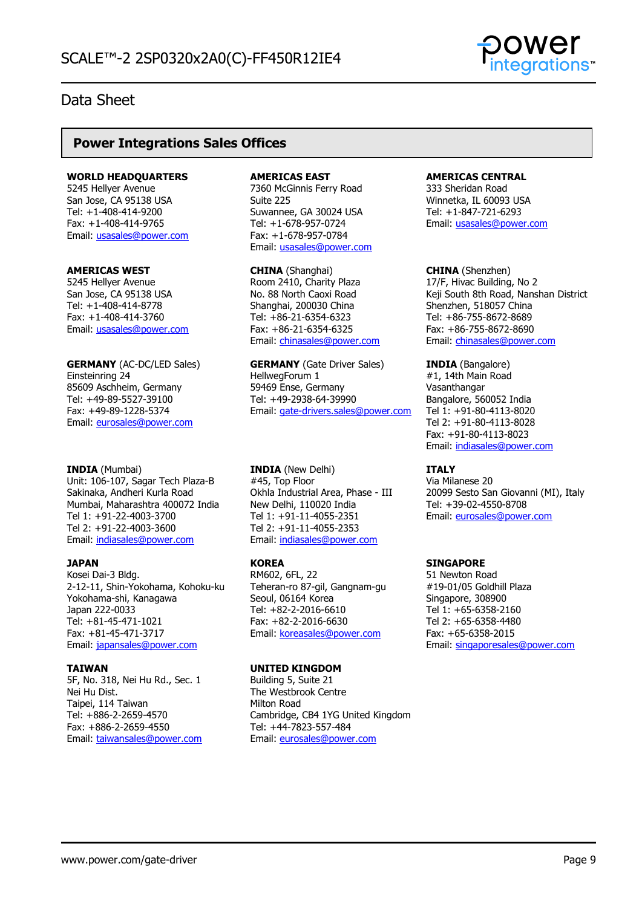## Power Integrations Sales Offices

**WORLD HEADQUARTERS**
5245 Hellyer Avenue
San Jose, CA 95138 USA
Tel: +1-408-414-9200
Fax: +1-408-414-9765
Email: usasales@power.com

**AMERICAS EAST**
7360 McGinnis Ferry Road
Suite 225
Suwannee, GA 30024 USA
Tel: +1-678-957-0724
Fax: +1-678-957-0784
Email: usasales@power.com

**AMERICAS CENTRAL**
333 Sheridan Road
Winnetka, IL 60093 USA
Tel: +1-847-721-6293
Email: usasales@power.com

**AMERICAS WEST**
5245 Hellyer Avenue
San Jose, CA 95138 USA
Tel: +1-408-414-8778
Fax: +1-408-414-3760
Email: usasales@power.com

**CHINA** (Shanghai)
Room 2410, Charity Plaza
No. 88 North Caoxi Road
Shanghai, 200030 China
Tel: +86-21-6354-6323
Fax: +86-21-6354-6325
Email: chinasales@power.com

**CHINA** (Shenzhen)
17/F, Hivac Building, No 2
Keji South 8th Road, Nanshan District
Shenzhen, 518057 China
Tel: +86-755-8672-8689
Fax: +86-755-8672-8690
Email: chinasales@power.com

**GERMANY** (AC-DC/LED Sales)
Einsteinring 24
85609 Aschheim, Germany
Tel: +49-89-5527-39100
Fax: +49-89-1228-5374
Email: eurosales@power.com

**GERMANY** (Gate Driver Sales)
HellwegForum 1
59469 Ense, Germany
Tel: +49-2938-64-39990
Email: gate-drivers.sales@power.com

**INDIA** (Bangalore)
#1, 14th Main Road
Vasanthangar
Bangalore, 560052 India
Tel 1: +91-80-4113-8020
Tel 2: +91-80-4113-8028
Fax: +91-80-4113-8023
Email: indiasales@power.com

**INDIA** (Mumbai)
Unit: 106-107, Sagar Tech Plaza-B
Sakinaka, Andheri Kurla Road
Mumbai, Maharashtra 400072 India
Tel 1: +91-22-4003-3700
Tel 2: +91-22-4003-3600
Email: indiasales@power.com

**INDIA** (New Delhi)
#45, Top Floor
Okhla Industrial Area, Phase - III
New Delhi, 110020 India
Tel 1: +91-11-4055-2351
Tel 2: +91-11-4055-2353
Email: indiasales@power.com

**ITALY**
Via Milanese 20
20099 Sesto San Giovanni (MI), Italy
Tel: +39-02-4550-8708
Email: eurosales@power.com

**JAPAN**
Kosei Dai-3 Bldg.
2-12-11, Shin-Yokohama, Kohoku-ku
Yokohama-shi, Kanagawa
Japan 222-0033
Tel: +81-45-471-1021
Fax: +81-45-471-3717
Email: japansales@power.com

**KOREA**
RM602, 6FL, 22
Teheran-ro 87-gil, Gangnam-gu
Seoul, 06164 Korea
Tel: +82-2-2016-6610
Fax: +82-2-2016-6630
Email: koreasales@power.com

**SINGAPORE**
51 Newton Road
#19-01/05 Goldhill Plaza
Singapore, 308900
Tel 1: +65-6358-2160
Tel 2: +65-6358-4480
Fax: +65-6358-2015
Email: singaporesales@power.com

**TAIWAN**
5F, No. 318, Nei Hu Rd., Sec. 1
Nei Hu Dist.
Taipei, 114 Taiwan
Tel: +886-2-2659-4570
Fax: +886-2-2659-4550
Email: taiwansales@power.com

**UNITED KINGDOM**
Building 5, Suite 21
The Westbrook Centre
Milton Road
Cambridge, CB4 1YG United Kingdom
Tel: +44-7823-557-484
Email: eurosales@power.com